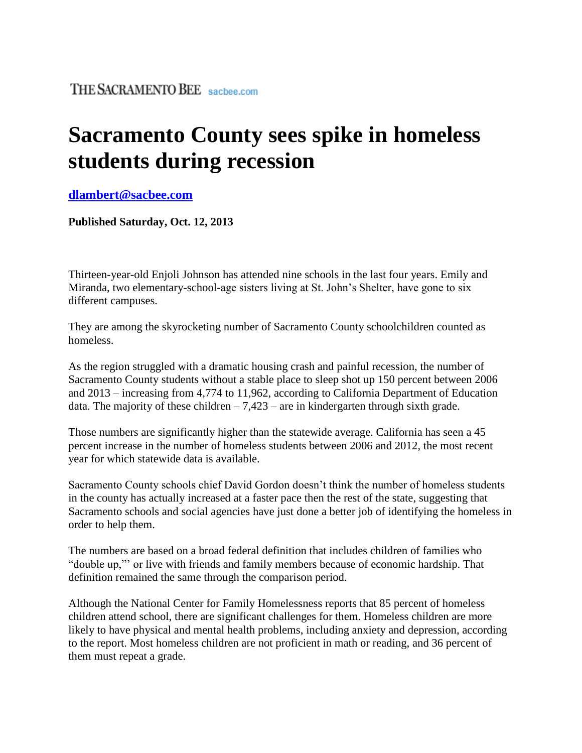THE SACRAMENTO BEE sacbee.com

# Sacramento County sees spike in homeless students during recession

**dlambert@sacbee.com**

**Published Saturday, Oct. 12, 2013**

Thirteen-year-old Enjoli Johnson has attended nine schools in the last four years. Emily and Miranda, two elementary-school-age sisters living at St. John's Shelter, have gone to six different campuses.

They are among the skyrocketing number of Sacramento County schoolchildren counted as homeless.

As the region struggled with a dramatic housing crash and painful recession, the number of Sacramento County students without a stable place to sleep shot up 150 percent between 2006 and 2013 – increasing from 4,774 to 11,962, according to California Department of Education data. The majority of these children – 7,423 – are in kindergarten through sixth grade.

Those numbers are significantly higher than the statewide average. California has seen a 45 percent increase in the number of homeless students between 2006 and 2012, the most recent year for which statewide data is available.

Sacramento County schools chief David Gordon doesn't think the number of homeless students in the county has actually increased at a faster pace then the rest of the state, suggesting that Sacramento schools and social agencies have just done a better job of identifying the homeless in order to help them.

The numbers are based on a broad federal definition that includes children of families who "double up,"' or live with friends and family members because of economic hardship. That definition remained the same through the comparison period.

Although the National Center for Family Homelessness reports that 85 percent of homeless children attend school, there are significant challenges for them. Homeless children are more likely to have physical and mental health problems, including anxiety and depression, according to the report. Most homeless children are not proficient in math or reading, and 36 percent of them must repeat a grade.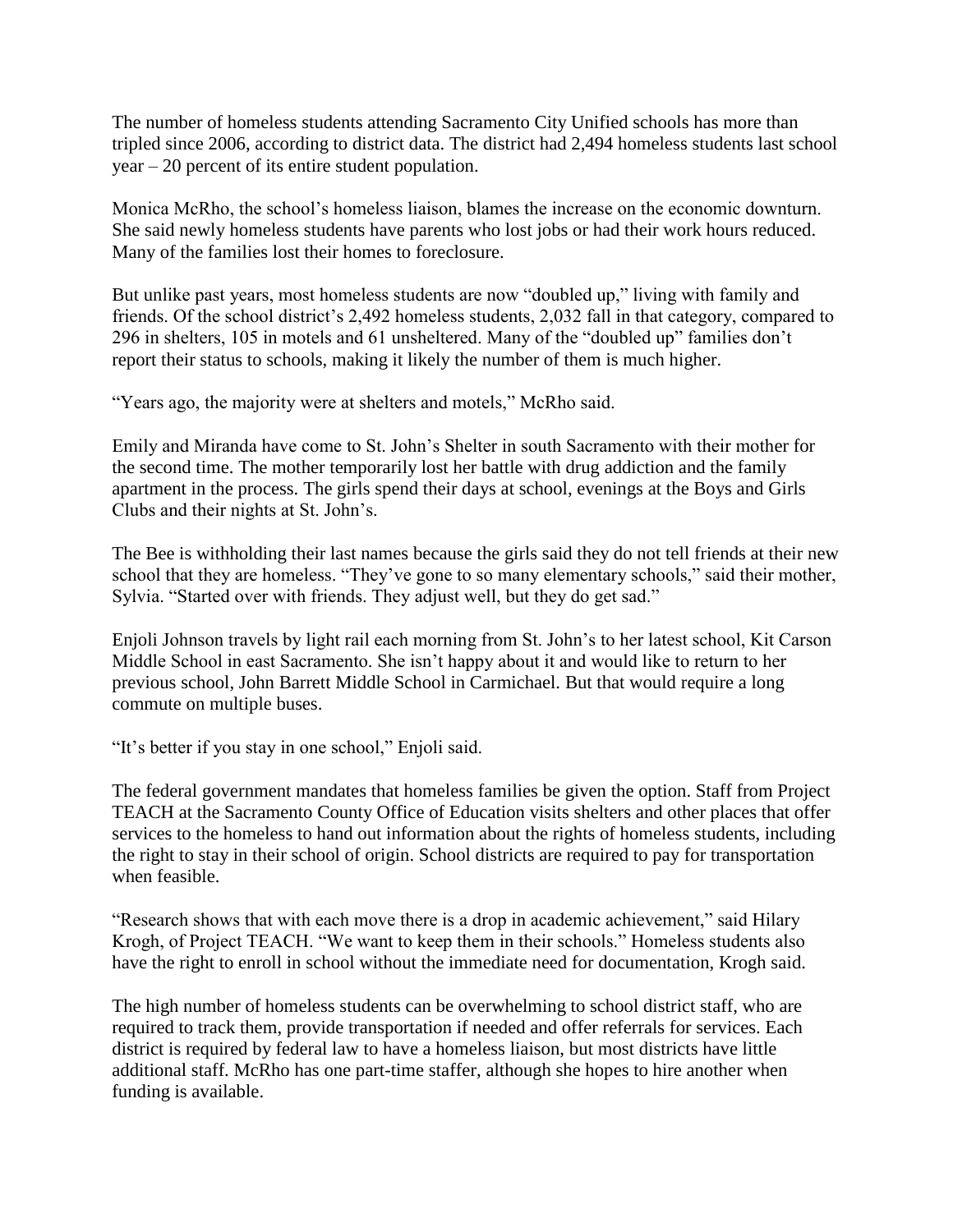The number of homeless students attending Sacramento City Unified schools has more than tripled since 2006, according to district data. The district had 2,494 homeless students last school year – 20 percent of its entire student population.

Monica McRho, the school's homeless liaison, blames the increase on the economic downturn. She said newly homeless students have parents who lost jobs or had their work hours reduced. Many of the families lost their homes to foreclosure.

But unlike past years, most homeless students are now "doubled up," living with family and friends. Of the school district's 2,492 homeless students, 2,032 fall in that category, compared to 296 in shelters, 105 in motels and 61 unsheltered. Many of the "doubled up" families don't report their status to schools, making it likely the number of them is much higher.

"Years ago, the majority were at shelters and motels," McRho said.

Emily and Miranda have come to St. John's Shelter in south Sacramento with their mother for the second time. The mother temporarily lost her battle with drug addiction and the family apartment in the process. The girls spend their days at school, evenings at the Boys and Girls Clubs and their nights at St. John's.

The Bee is withholding their last names because the girls said they do not tell friends at their new school that they are homeless. "They've gone to so many elementary schools," said their mother, Sylvia. "Started over with friends. They adjust well, but they do get sad."

Enjoli Johnson travels by light rail each morning from St. John's to her latest school, Kit Carson Middle School in east Sacramento. She isn't happy about it and would like to return to her previous school, John Barrett Middle School in Carmichael. But that would require a long commute on multiple buses.

"It's better if you stay in one school," Enjoli said.

The federal government mandates that homeless families be given the option. Staff from Project TEACH at the Sacramento County Office of Education visits shelters and other places that offer services to the homeless to hand out information about the rights of homeless students, including the right to stay in their school of origin. School districts are required to pay for transportation when feasible.

"Research shows that with each move there is a drop in academic achievement," said Hilary Krogh, of Project TEACH. "We want to keep them in their schools." Homeless students also have the right to enroll in school without the immediate need for documentation, Krogh said.

The high number of homeless students can be overwhelming to school district staff, who are required to track them, provide transportation if needed and offer referrals for services. Each district is required by federal law to have a homeless liaison, but most districts have little additional staff. McRho has one part-time staffer, although she hopes to hire another when funding is available.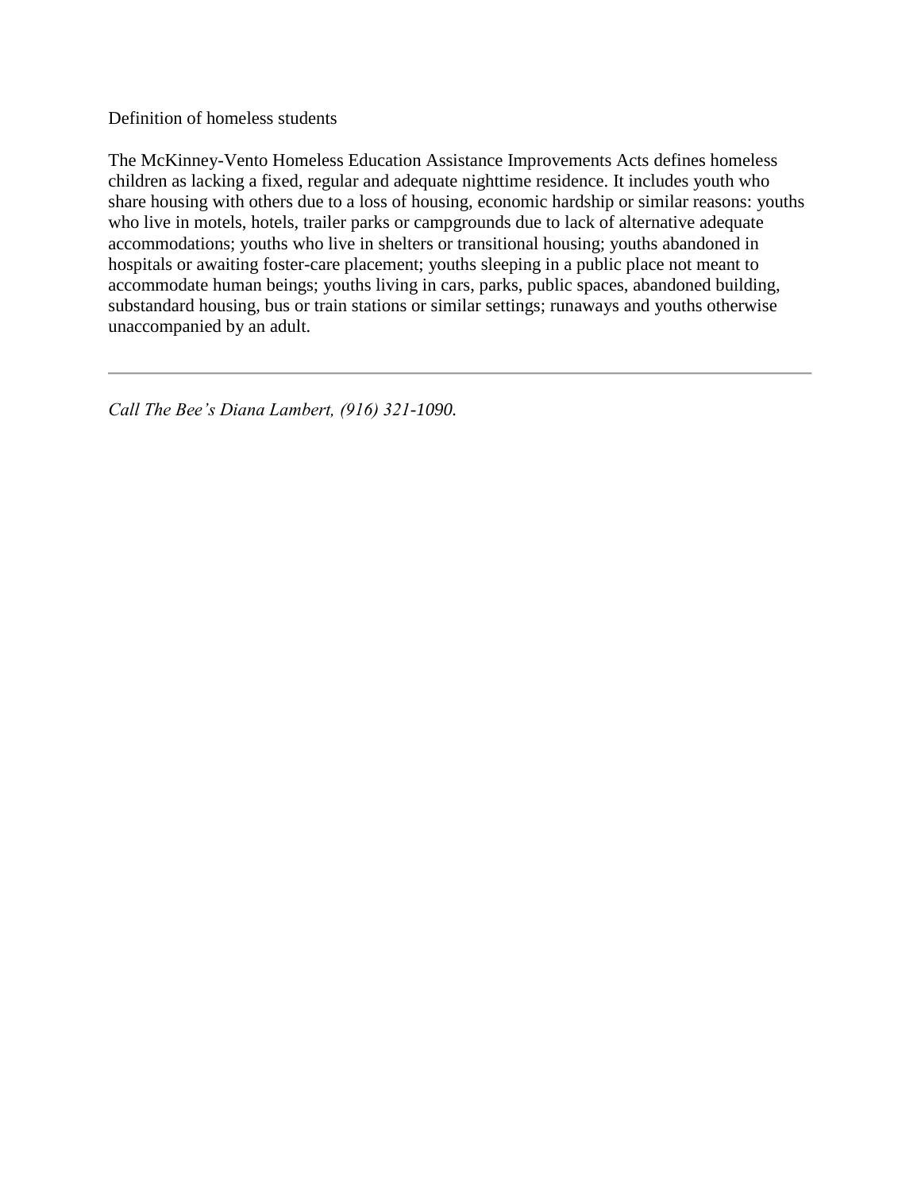Definition of homeless students

The McKinney-Vento Homeless Education Assistance Improvements Acts defines homeless children as lacking a fixed, regular and adequate nighttime residence. It includes youth who share housing with others due to a loss of housing, economic hardship or similar reasons: youths who live in motels, hotels, trailer parks or campgrounds due to lack of alternative adequate accommodations; youths who live in shelters or transitional housing; youths abandoned in hospitals or awaiting foster-care placement; youths sleeping in a public place not meant to accommodate human beings; youths living in cars, parks, public spaces, abandoned building, substandard housing, bus or train stations or similar settings; runaways and youths otherwise unaccompanied by an adult.

---

*Call The Bee's Diana Lambert, (916) 321-1090.*